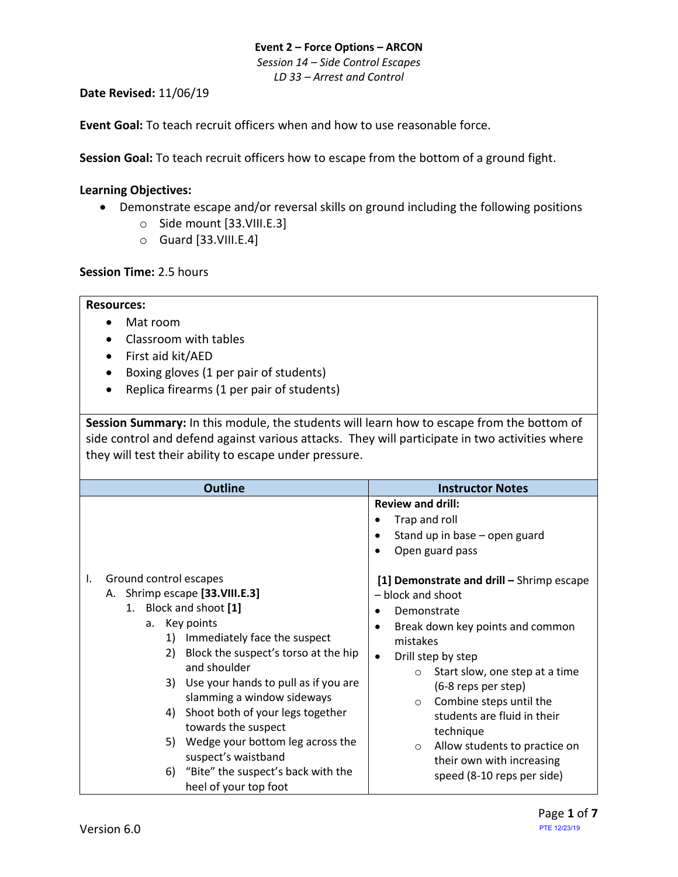**Event 2 – Force Options – ARCON**

*Session 14 – Side Control Escapes*

*LD 33 – Arrest and Control*

**Date Revised:** 11/06/19

**Event Goal:** To teach recruit officers when and how to use reasonable force.

**Session Goal:** To teach recruit officers how to escape from the bottom of a ground fight.

**Learning Objectives:**

- Demonstrate escape and/or reversal skills on ground including the following positions
  - Side mount [33.VIII.E.3]
  - Guard [33.VIII.E.4]

**Session Time:** 2.5 hours

**Resources:**

- Mat room
- Classroom with tables
- First aid kit/AED
- Boxing gloves (1 per pair of students)
- Replica firearms (1 per pair of students)

**Session Summary:** In this module, the students will learn how to escape from the bottom of side control and defend against various attacks. They will participate in two activities where they will test their ability to escape under pressure.

| Outline | Instructor Notes |
|---|---|
| | **Review and drill:**<br>• Trap and roll<br>• Stand up in base – open guard<br>• Open guard pass |
| I. Ground control escapes<br>A. Shrimp escape **[33.VIII.E.3]**<br>1. Block and shoot **[1]**<br>a. Key points<br>1) Immediately face the suspect<br>2) Block the suspect's torso at the hip and shoulder<br>3) Use your hands to pull as if you are slamming a window sideways<br>4) Shoot both of your legs together towards the suspect<br>5) Wedge your bottom leg across the suspect's waistband<br>6) "Bite" the suspect's back with the heel of your top foot | **[1] Demonstrate and drill –** Shrimp escape – block and shoot<br>• Demonstrate<br>• Break down key points and common mistakes<br>• Drill step by step<br>○ Start slow, one step at a time (6-8 reps per step)<br>○ Combine steps until the students are fluid in their technique<br>○ Allow students to practice on their own with increasing speed (8-10 reps per side) |

Version 6.0

PTE 12/23/19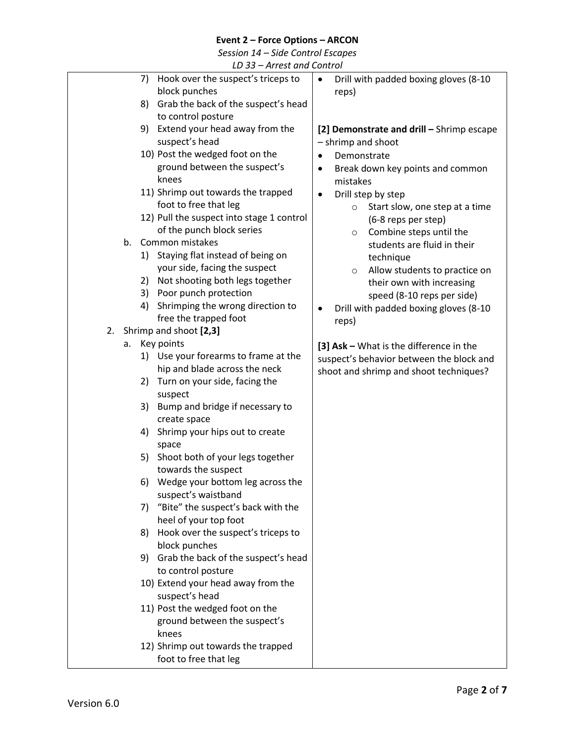**Event 2 – Force Options – ARCON**

*Session 14 – Side Control Escapes*

*LD 33 – Arrest and Control*

| | |
|---|---|
| 7) Hook over the suspect's triceps to block punches<br>8) Grab the back of the suspect's head to control posture<br>9) Extend your head away from the suspect's head<br>10) Post the wedged foot on the ground between the suspect's knees<br>11) Shrimp out towards the trapped foot to free that leg<br>12) Pull the suspect into stage 1 control of the punch block series<br>b. Common mistakes<br>1) Staying flat instead of being on your side, facing the suspect<br>2) Not shooting both legs together<br>3) Poor punch protection<br>4) Shrimping the wrong direction to free the trapped foot<br>2. Shrimp and shoot **[2,3]**<br>a. Key points<br>1) Use your forearms to frame at the hip and blade across the neck<br>2) Turn on your side, facing the suspect<br>3) Bump and bridge if necessary to create space<br>4) Shrimp your hips out to create space<br>5) Shoot both of your legs together towards the suspect<br>6) Wedge your bottom leg across the suspect's waistband<br>7) "Bite" the suspect's back with the heel of your top foot<br>8) Hook over the suspect's triceps to block punches<br>9) Grab the back of the suspect's head to control posture<br>10) Extend your head away from the suspect's head<br>11) Post the wedged foot on the ground between the suspect's knees<br>12) Shrimp out towards the trapped foot to free that leg | • Drill with padded boxing gloves (8-10 reps)<br><br>**[2] Demonstrate and drill –** Shrimp escape – shrimp and shoot<br>• Demonstrate<br>• Break down key points and common mistakes<br>• Drill step by step<br>  ○ Start slow, one step at a time (6-8 reps per step)<br>  ○ Combine steps until the students are fluid in their technique<br>  ○ Allow students to practice on their own with increasing speed (8-10 reps per side)<br>• Drill with padded boxing gloves (8-10 reps)<br><br>**[3] Ask –** What is the difference in the suspect's behavior between the block and shoot and shrimp and shoot techniques? |

Version 6.0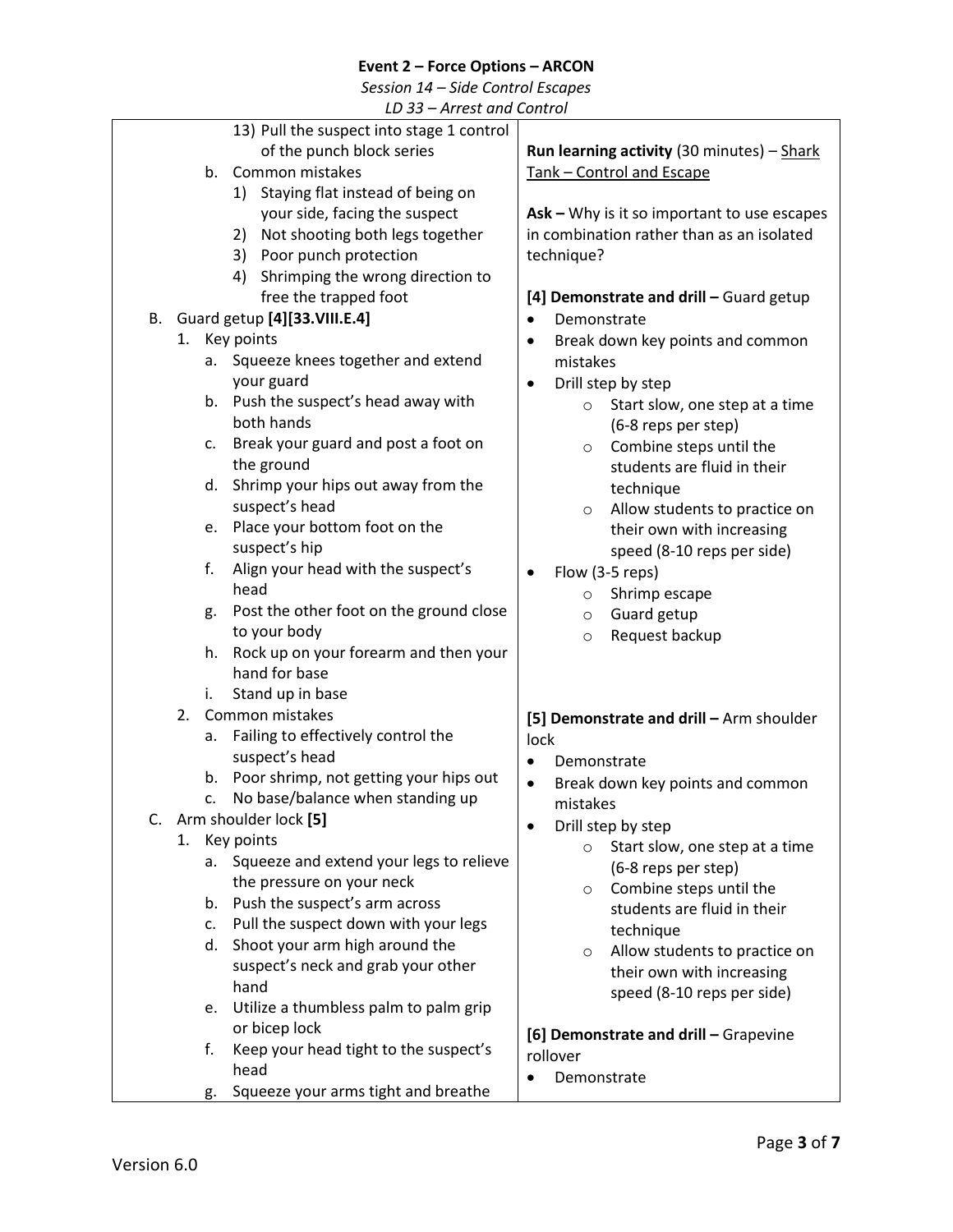**Event 2 – Force Options – ARCON**

*Session 14 – Side Control Escapes*

*LD 33 – Arrest and Control*

| | |
|---|---|
| 13) Pull the suspect into stage 1 control of the punch block series<br>b. Common mistakes<br>1) Staying flat instead of being on your side, facing the suspect<br>2) Not shooting both legs together<br>3) Poor punch protection<br>4) Shrimping the wrong direction to free the trapped foot<br>B. Guard getup **[4][33.VIII.E.4]**<br>1. Key points<br>a. Squeeze knees together and extend your guard<br>b. Push the suspect's head away with both hands<br>c. Break your guard and post a foot on the ground<br>d. Shrimp your hips out away from the suspect's head<br>e. Place your bottom foot on the suspect's hip<br>f. Align your head with the suspect's head<br>g. Post the other foot on the ground close to your body<br>h. Rock up on your forearm and then your hand for base<br>i. Stand up in base<br>2. Common mistakes<br>a. Failing to effectively control the suspect's head<br>b. Poor shrimp, not getting your hips out<br>c. No base/balance when standing up<br>C. Arm shoulder lock **[5]**<br>1. Key points<br>a. Squeeze and extend your legs to relieve the pressure on your neck<br>b. Push the suspect's arm across<br>c. Pull the suspect down with your legs<br>d. Shoot your arm high around the suspect's neck and grab your other hand<br>e. Utilize a thumbless palm to palm grip or bicep lock<br>f. Keep your head tight to the suspect's head<br>g. Squeeze your arms tight and breathe | **Run learning activity** (30 minutes) – Shark Tank – Control and Escape<br><br>**Ask –** Why is it so important to use escapes in combination rather than as an isolated technique?<br><br>**[4] Demonstrate and drill –** Guard getup<br>• Demonstrate<br>• Break down key points and common mistakes<br>• Drill step by step<br>○ Start slow, one step at a time (6-8 reps per step)<br>○ Combine steps until the students are fluid in their technique<br>○ Allow students to practice on their own with increasing speed (8-10 reps per side)<br>• Flow (3-5 reps)<br>○ Shrimp escape<br>○ Guard getup<br>○ Request backup<br><br>**[5] Demonstrate and drill –** Arm shoulder lock<br>• Demonstrate<br>• Break down key points and common mistakes<br>• Drill step by step<br>○ Start slow, one step at a time (6-8 reps per step)<br>○ Combine steps until the students are fluid in their technique<br>○ Allow students to practice on their own with increasing speed (8-10 reps per side)<br><br>**[6] Demonstrate and drill –** Grapevine rollover<br>• Demonstrate |

Version 6.0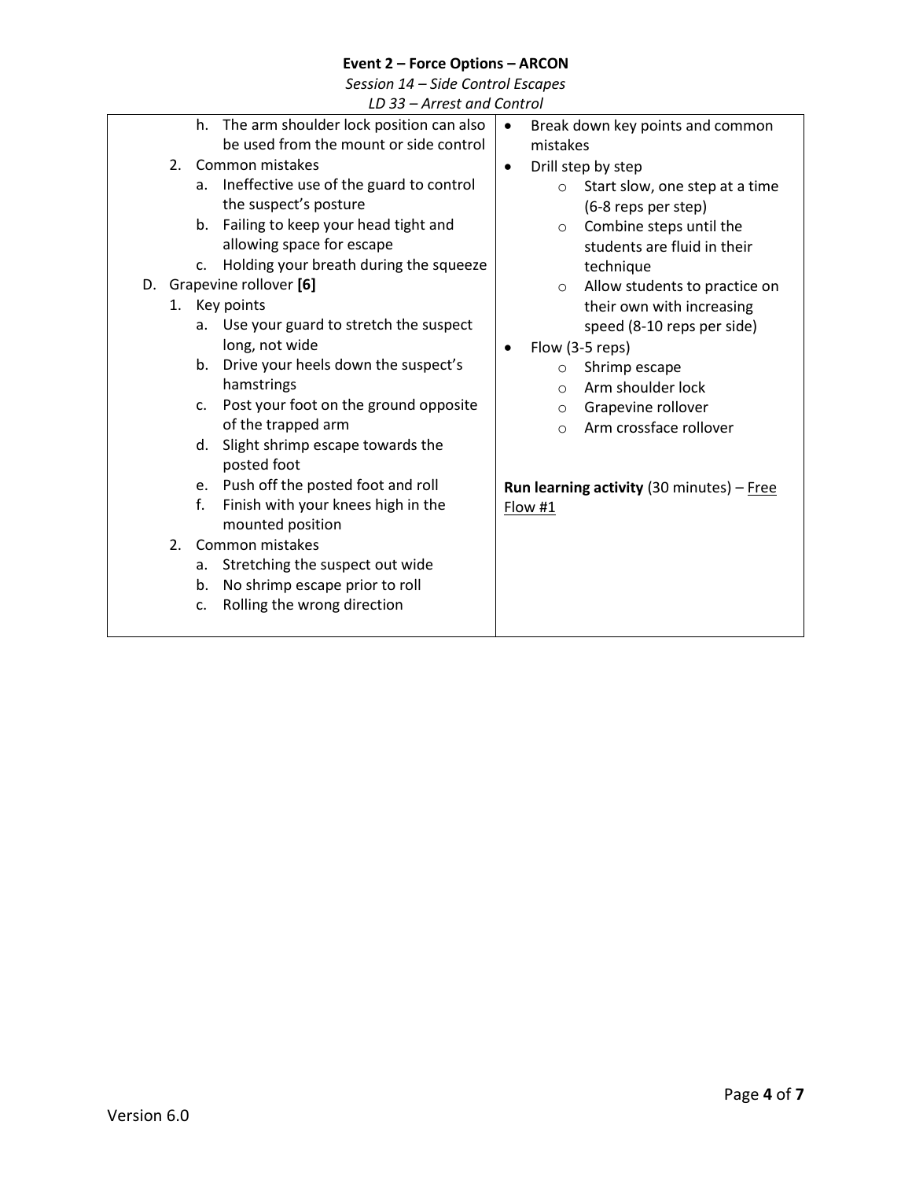**Event 2 – Force Options – ARCON**

*Session 14 – Side Control Escapes*

*LD 33 – Arrest and Control*

| | |
|---|---|
| h. The arm shoulder lock position can also be used from the mount or side control<br>2. Common mistakes<br>a. Ineffective use of the guard to control the suspect's posture<br>b. Failing to keep your head tight and allowing space for escape<br>c. Holding your breath during the squeeze<br>D. Grapevine rollover **[6]**<br>1. Key points<br>a. Use your guard to stretch the suspect long, not wide<br>b. Drive your heels down the suspect's hamstrings<br>c. Post your foot on the ground opposite of the trapped arm<br>d. Slight shrimp escape towards the posted foot<br>e. Push off the posted foot and roll<br>f. Finish with your knees high in the mounted position<br>2. Common mistakes<br>a. Stretching the suspect out wide<br>b. No shrimp escape prior to roll<br>c. Rolling the wrong direction | • Break down key points and common mistakes<br>• Drill step by step<br>○ Start slow, one step at a time (6-8 reps per step)<br>○ Combine steps until the students are fluid in their technique<br>○ Allow students to practice on their own with increasing speed (8-10 reps per side)<br>• Flow (3-5 reps)<br>○ Shrimp escape<br>○ Arm shoulder lock<br>○ Grapevine rollover<br>○ Arm crossface rollover<br><br>**Run learning activity** (30 minutes) – Free Flow #1 |

Version 6.0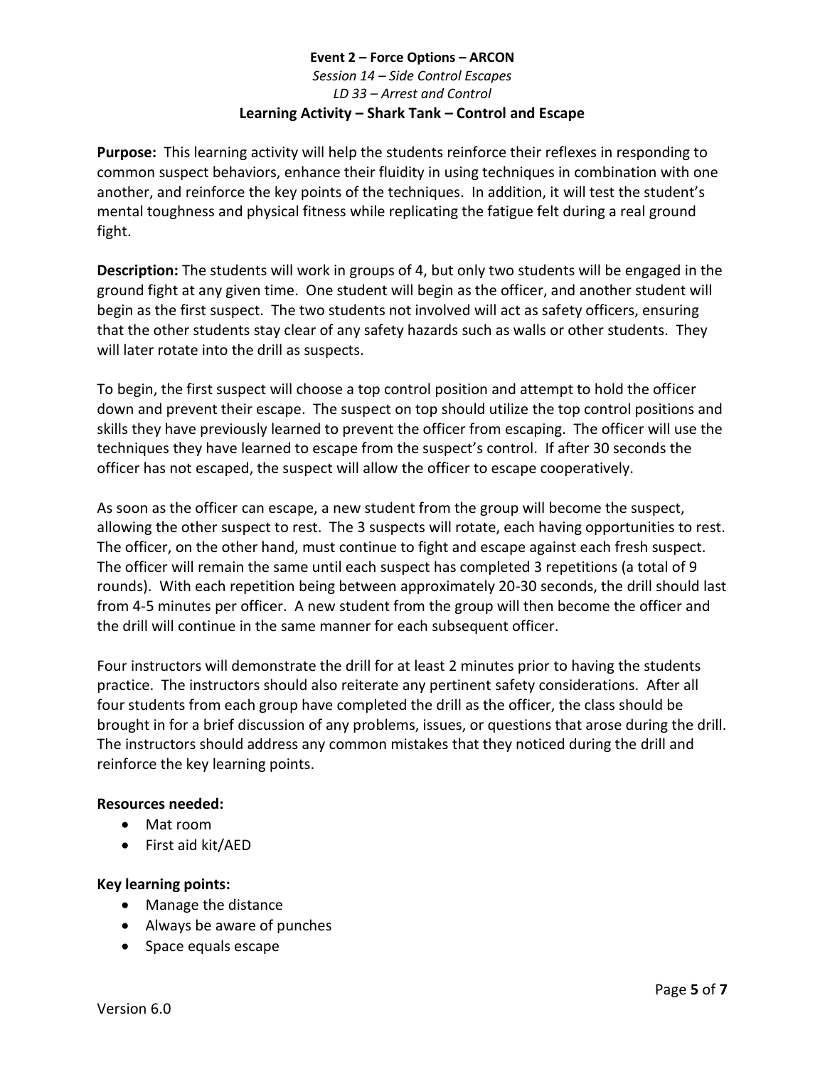**Event 2 – Force Options – ARCON**

*Session 14 – Side Control Escapes*

*LD 33 – Arrest and Control*

**Learning Activity – Shark Tank – Control and Escape**

**Purpose:** This learning activity will help the students reinforce their reflexes in responding to common suspect behaviors, enhance their fluidity in using techniques in combination with one another, and reinforce the key points of the techniques. In addition, it will test the student's mental toughness and physical fitness while replicating the fatigue felt during a real ground fight.

**Description:** The students will work in groups of 4, but only two students will be engaged in the ground fight at any given time. One student will begin as the officer, and another student will begin as the first suspect. The two students not involved will act as safety officers, ensuring that the other students stay clear of any safety hazards such as walls or other students. They will later rotate into the drill as suspects.

To begin, the first suspect will choose a top control position and attempt to hold the officer down and prevent their escape. The suspect on top should utilize the top control positions and skills they have previously learned to prevent the officer from escaping. The officer will use the techniques they have learned to escape from the suspect's control. If after 30 seconds the officer has not escaped, the suspect will allow the officer to escape cooperatively.

As soon as the officer can escape, a new student from the group will become the suspect, allowing the other suspect to rest. The 3 suspects will rotate, each having opportunities to rest. The officer, on the other hand, must continue to fight and escape against each fresh suspect. The officer will remain the same until each suspect has completed 3 repetitions (a total of 9 rounds). With each repetition being between approximately 20-30 seconds, the drill should last from 4-5 minutes per officer. A new student from the group will then become the officer and the drill will continue in the same manner for each subsequent officer.

Four instructors will demonstrate the drill for at least 2 minutes prior to having the students practice. The instructors should also reiterate any pertinent safety considerations. After all four students from each group have completed the drill as the officer, the class should be brought in for a brief discussion of any problems, issues, or questions that arose during the drill. The instructors should address any common mistakes that they noticed during the drill and reinforce the key learning points.

**Resources needed:**

- Mat room
- First aid kit/AED

**Key learning points:**

- Manage the distance
- Always be aware of punches
- Space equals escape

Version 6.0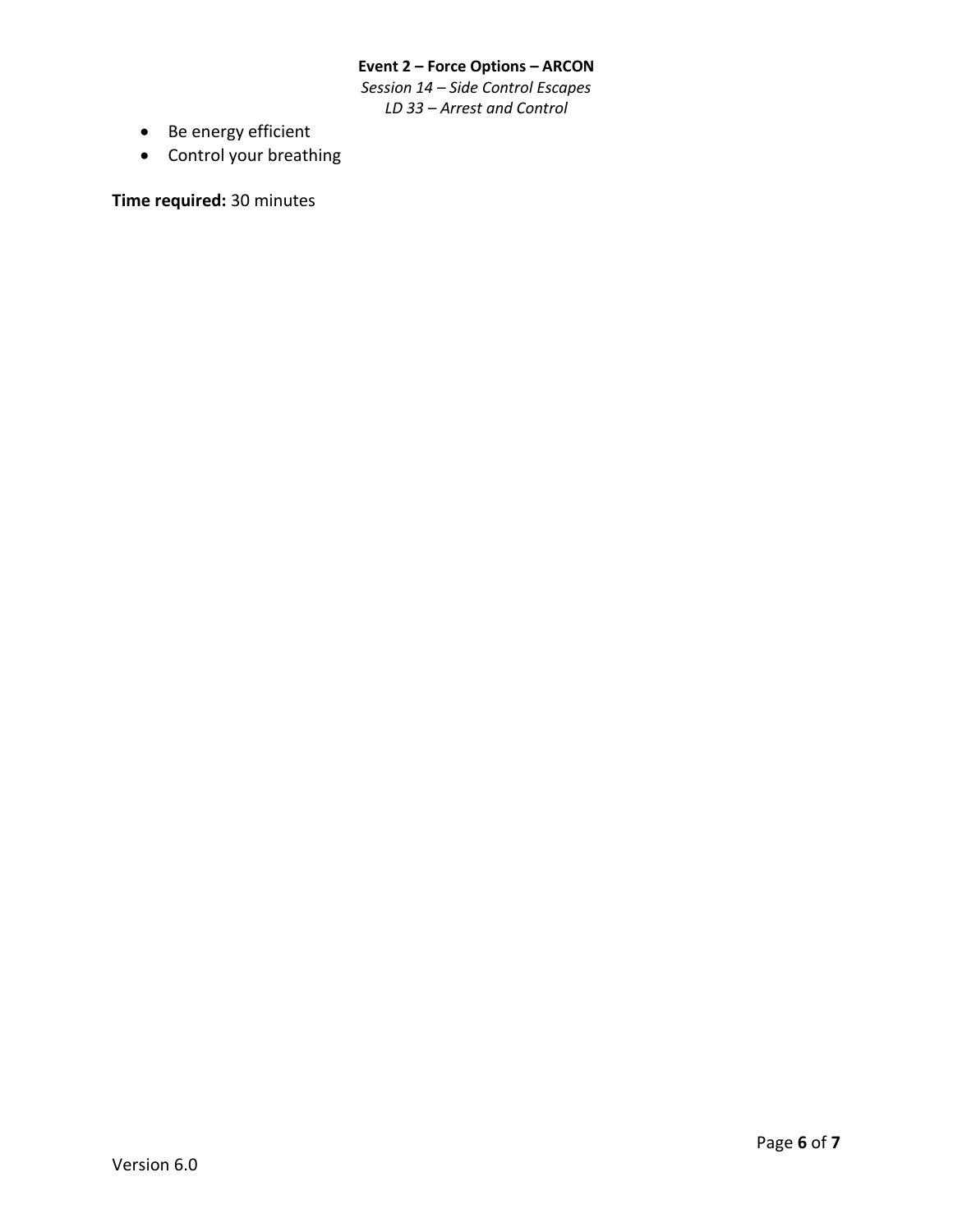- Be energy efficient
- Control your breathing

**Time required:** 30 minutes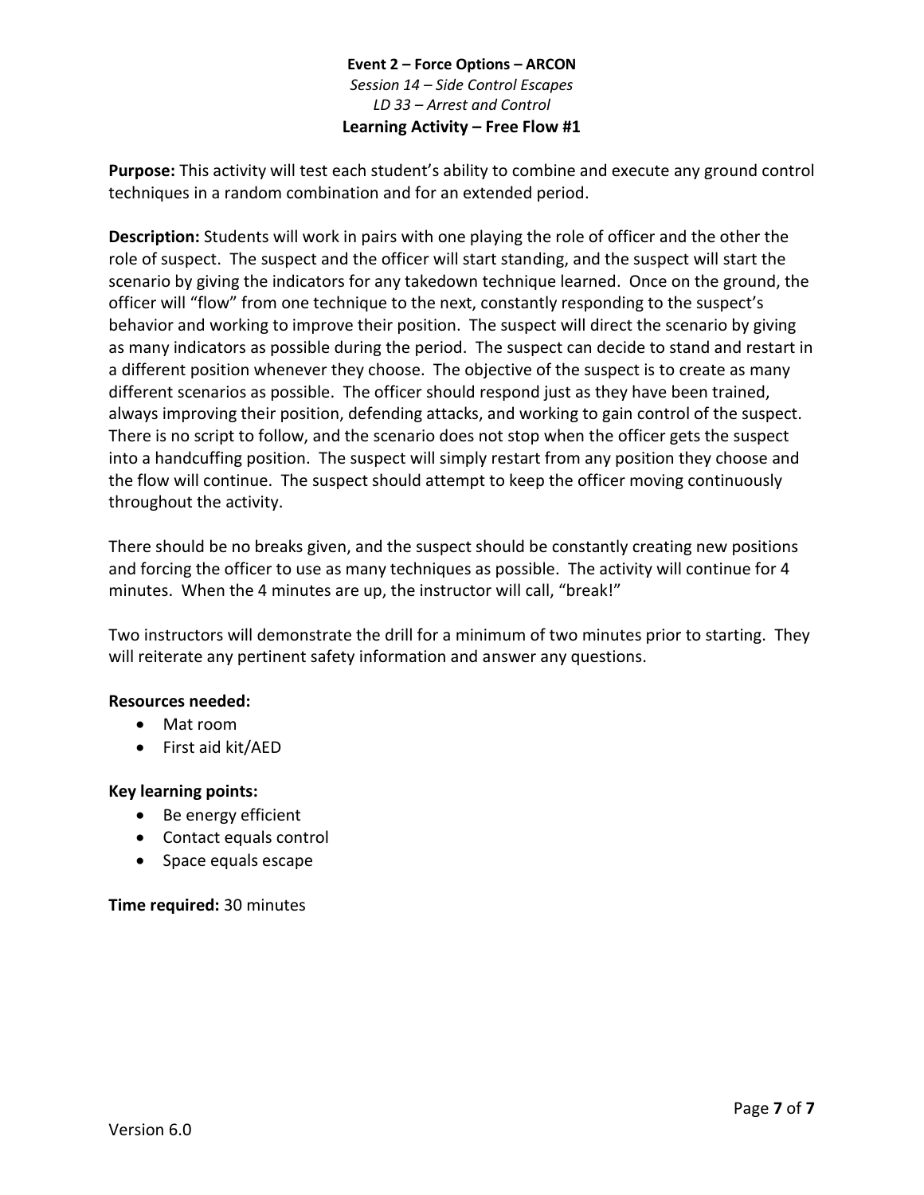**Event 2 – Force Options – ARCON**

*Session 14 – Side Control Escapes*

*LD 33 – Arrest and Control*

**Learning Activity – Free Flow #1**

**Purpose:** This activity will test each student's ability to combine and execute any ground control techniques in a random combination and for an extended period.

**Description:** Students will work in pairs with one playing the role of officer and the other the role of suspect. The suspect and the officer will start standing, and the suspect will start the scenario by giving the indicators for any takedown technique learned. Once on the ground, the officer will "flow" from one technique to the next, constantly responding to the suspect's behavior and working to improve their position. The suspect will direct the scenario by giving as many indicators as possible during the period. The suspect can decide to stand and restart in a different position whenever they choose. The objective of the suspect is to create as many different scenarios as possible. The officer should respond just as they have been trained, always improving their position, defending attacks, and working to gain control of the suspect. There is no script to follow, and the scenario does not stop when the officer gets the suspect into a handcuffing position. The suspect will simply restart from any position they choose and the flow will continue. The suspect should attempt to keep the officer moving continuously throughout the activity.

There should be no breaks given, and the suspect should be constantly creating new positions and forcing the officer to use as many techniques as possible. The activity will continue for 4 minutes. When the 4 minutes are up, the instructor will call, "break!"

Two instructors will demonstrate the drill for a minimum of two minutes prior to starting. They will reiterate any pertinent safety information and answer any questions.

**Resources needed:**

- Mat room
- First aid kit/AED

**Key learning points:**

- Be energy efficient
- Contact equals control
- Space equals escape

**Time required:** 30 minutes

Version 6.0